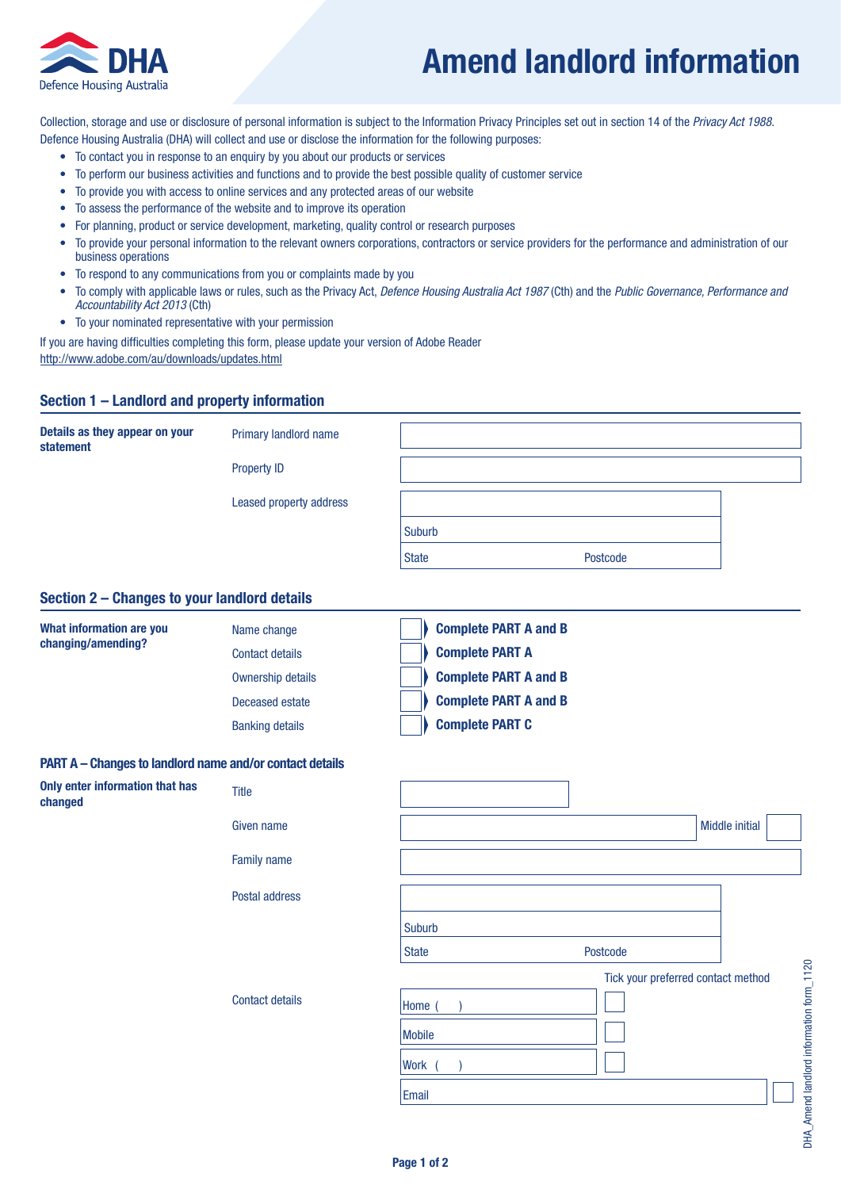DHA
Defence Housing Australia

# Amend landlord information

Collection, storage and use or disclosure of personal information is subject to the Information Privacy Principles set out in section 14 of the *Privacy Act 1988*. Defence Housing Australia (DHA) will collect and use or disclose the information for the following purposes:

- To contact you in response to an enquiry by you about our products or services
- To perform our business activities and functions and to provide the best possible quality of customer service
- To provide you with access to online services and any protected areas of our website
- To assess the performance of the website and to improve its operation
- For planning, product or service development, marketing, quality control or research purposes
- To provide your personal information to the relevant owners corporations, contractors or service providers for the performance and administration of our business operations
- To respond to any communications from you or complaints made by you
- To comply with applicable laws or rules, such as the Privacy Act, *Defence Housing Australia Act 1987* (Cth) and the *Public Governance, Performance and Accountability Act 2013* (Cth)
- To your nominated representative with your permission

If you are having difficulties completing this form, please update your version of Adobe Reader
http://www.adobe.com/au/downloads/updates.html

## Section 1 – Landlord and property information

**Details as they appear on your statement**

| | |
|---|---|
| Primary landlord name | |
| Property ID | |
| Leased property address | |
| | Suburb |
| | State Postcode |

## Section 2 – Changes to your landlord details

**What information are you changing/amending?**

| | | |
|---|---|---|
| Name change | ☐ | **Complete PART A and B** |
| Contact details | ☐ | **Complete PART A** |
| Ownership details | ☐ | **Complete PART A and B** |
| Deceased estate | ☐ | **Complete PART A and B** |
| Banking details | ☐ | **Complete PART C** |

### PART A – Changes to landlord name and/or contact details

**Only enter information that has changed**

| | |
|---|---|
| Title | |
| Given name | Middle initial |
| Family name | |
| Postal address | |
| | Suburb |
| | State Postcode |

Tick your preferred contact method

| | | |
|---|---|---|
| Contact details | Home ( ) | ☐ |
| | Mobile | ☐ |
| | Work ( ) | ☐ |
| | Email | ☐ |

DHA_Amend landlord information form_1120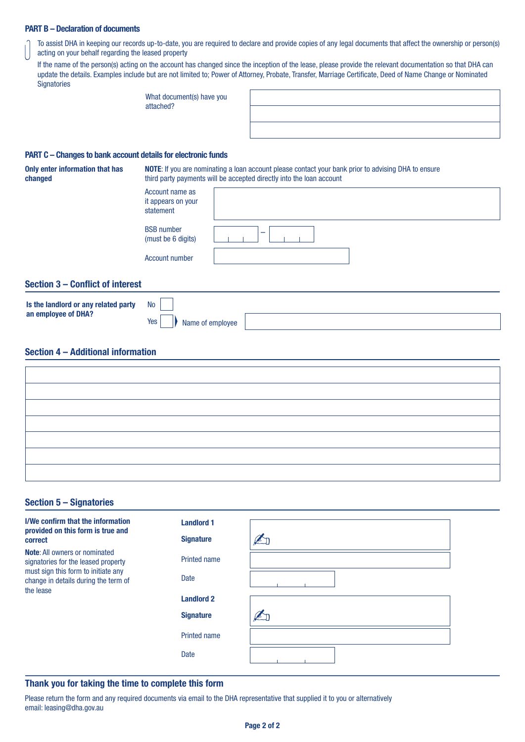## PART B – Declaration of documents

To assist DHA in keeping our records up-to-date, you are required to declare and provide copies of any legal documents that affect the ownership or person(s) acting on your behalf regarding the leased property

If the name of the person(s) acting on the account has changed since the inception of the lease, please provide the relevant documentation so that DHA can update the details. Examples include but are not limited to; Power of Attorney, Probate, Transfer, Marriage Certificate, Deed of Name Change or Nominated Signatories

What document(s) have you attached?

## PART C – Changes to bank account details for electronic funds

**Only enter information that has changed**

**NOTE**: If you are nominating a loan account please contact your bank prior to advising DHA to ensure third party payments will be accepted directly into the loan account

Account name as it appears on your statement

BSB number (must be 6 digits) –

Account number

## Section 3 – Conflict of interest

**Is the landlord or any related party an employee of DHA?**

No

Yes Name of employee

## Section 4 – Additional information

## Section 5 – Signatories

**I/We confirm that the information provided on this form is true and correct**

**Note**: All owners or nominated signatories for the leased property must sign this form to initiate any change in details during the term of the lease

**Landlord 1**

**Signature**

Printed name

Date

**Landlord 2**

**Signature**

Printed name

Date

## Thank you for taking the time to complete this form

Please return the form and any required documents via email to the DHA representative that supplied it to you or alternatively email: leasing@dha.gov.au